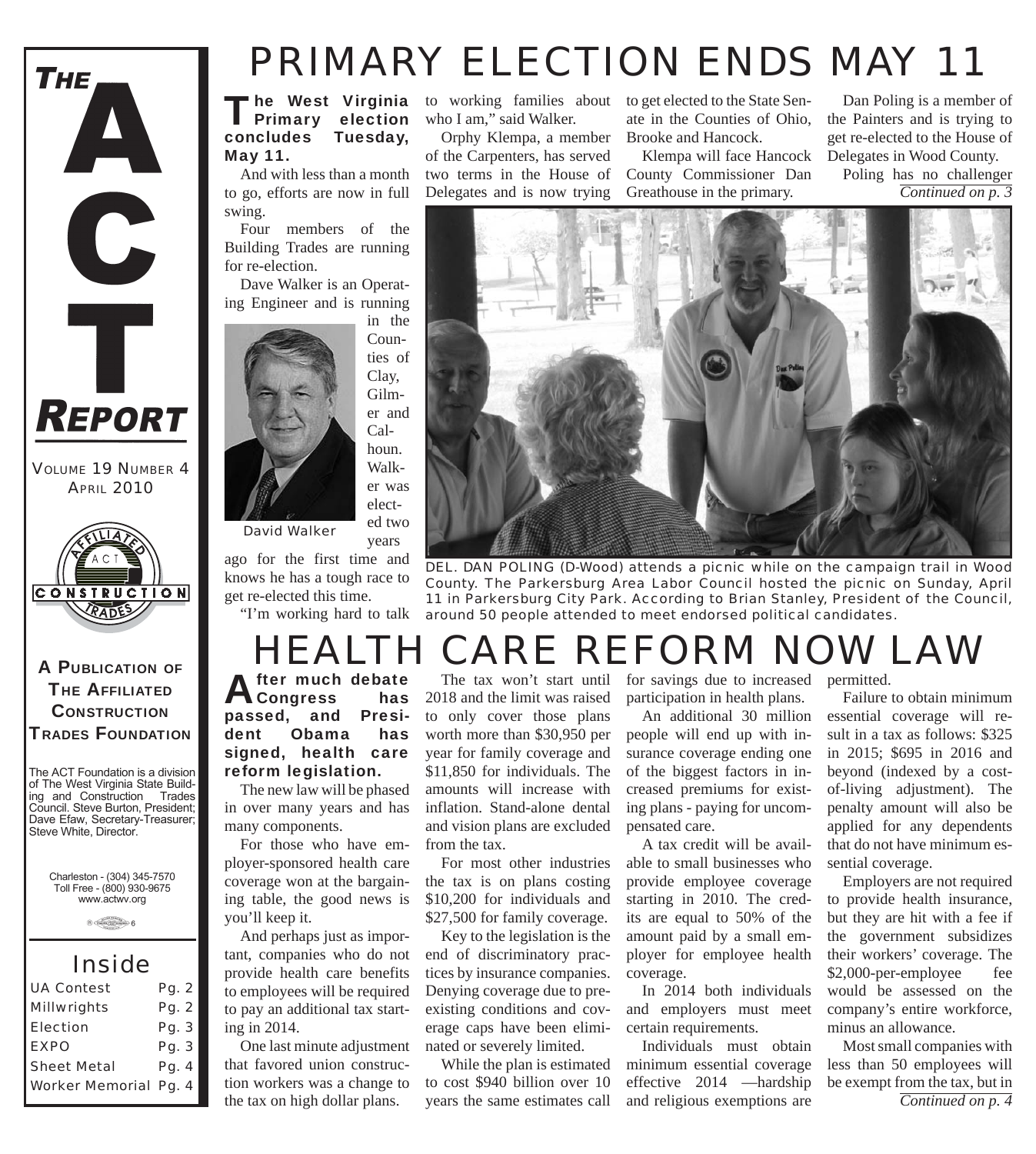# THE ACT REPORT

VOLUME 19 NUMBER 4
APRIL 2010

**A PUBLICATION OF THE AFFILIATED CONSTRUCTION TRADES FOUNDATION**

The ACT Foundation is a division of The West Virginia State Building and Construction Trades Council. Steve Burton, President; Dave Efaw, Secretary-Treasurer; Steve White, Director.

Charleston - (304) 345-7570
Toll Free - (800) 930-9675
www.actwv.org

## Inside

| | |
|---|---|
| UA Contest | Pg. 2 |
| Millwrights | Pg. 2 |
| Election | Pg. 3 |
| EXPO | Pg. 3 |
| Sheet Metal | Pg. 4 |
| Worker Memorial | Pg. 4 |

# PRIMARY ELECTION ENDS MAY 11

**The West Virginia Primary election concludes Tuesday, May 11.**

And with less than a month to go, efforts are now in full swing.

Four members of the Building Trades are running for re-election.

Dave Walker is an Operating Engineer and is running in the Counties of Clay, Gilmer and Calhoun. Walker was elected two years ago for the first time and knows he has a tough race to get re-elected this time.

David Walker

"I'm working hard to talk to working families about who I am," said Walker.

Orphy Klempa, a member of the Carpenters, has served two terms in the House of Delegates and is now trying to get elected to the State Senate in the Counties of Ohio, Brooke and Hancock.

Klempa will face Hancock County Commissioner Dan Greathouse in the primary.

Dan Poling is a member of the Painters and is trying to get re-elected to the House of Delegates in Wood County.

Poling has no challenger

*Continued on p. 3*

DEL. DAN POLING (D-Wood) attends a picnic while on the campaign trail in Wood County. The Parkersburg Area Labor Council hosted the picnic on Sunday, April 11 in Parkersburg City Park. According to Brian Stanley, President of the Council, around 50 people attended to meet endorsed political candidates.

# HEALTH CARE REFORM NOW LAW

**After much debate Congress has passed, and President Obama has signed, health care reform legislation.**

The new law will be phased in over many years and has many components.

For those who have employer-sponsored health care coverage won at the bargaining table, the good news is you'll keep it.

And perhaps just as important, companies who do not provide health care benefits to employees will be required to pay an additional tax starting in 2014.

One last minute adjustment that favored union construction workers was a change to the tax on high dollar plans.

The tax won't start until 2018 and the limit was raised to only cover those plans worth more than $30,950 per year for family coverage and $11,850 for individuals. The amounts will increase with inflation. Stand-alone dental and vision plans are excluded from the tax.

For most other industries the tax is on plans costing $10,200 for individuals and $27,500 for family coverage.

Key to the legislation is the end of discriminatory practices by insurance companies. Denying coverage due to pre-existing conditions and coverage caps have been eliminated or severely limited.

While the plan is estimated to cost $940 billion over 10 years the same estimates call for savings due to increased participation in health plans.

An additional 30 million people will end up with insurance coverage ending one of the biggest factors in increased premiums for existing plans - paying for uncompensated care.

A tax credit will be available to small businesses who provide employee coverage starting in 2010. The credits are equal to 50% of the amount paid by a small employer for employee health coverage.

In 2014 both individuals and employers must meet certain requirements.

Individuals must obtain minimum essential coverage effective 2014 —hardship and religious exemptions are permitted.

Failure to obtain minimum essential coverage will result in a tax as follows: $325 in 2015; $695 in 2016 and beyond (indexed by a cost-of-living adjustment). The penalty amount will also be applied for any dependents that do not have minimum essential coverage.

Employers are not required to provide health insurance, but they are hit with a fee if the government subsidizes their workers' coverage. The $2,000-per-employee fee would be assessed on the company's entire workforce, minus an allowance.

Most small companies with less than 50 employees will be exempt from the tax, but in

*Continued on p. 4*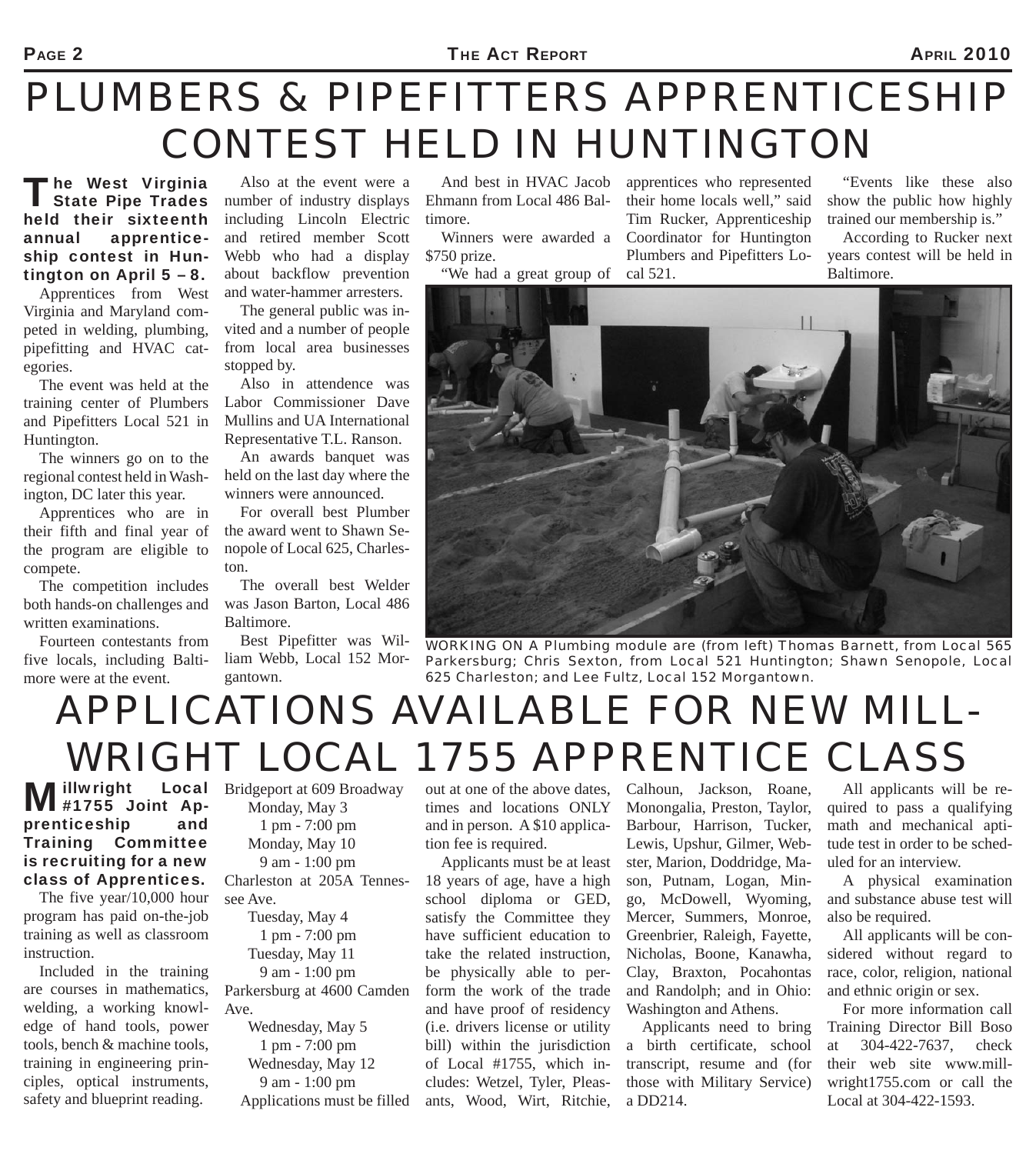# PLUMBERS & PIPEFITTERS APPRENTICESHIP CONTEST HELD IN HUNTINGTON

**The West Virginia State Pipe Trades held their sixteenth annual apprenticeship contest in Huntington on April 5 – 8.**

Apprentices from West Virginia and Maryland competed in welding, plumbing, pipefitting and HVAC categories.

The event was held at the training center of Plumbers and Pipefitters Local 521 in Huntington.

The winners go on to the regional contest held in Washington, DC later this year.

Apprentices who are in their fifth and final year of the program are eligible to compete.

The competition includes both hands-on challenges and written examinations.

Fourteen contestants from five locals, including Baltimore were at the event.

Also at the event were a number of industry displays including Lincoln Electric and retired member Scott Webb who had a display about backflow prevention and water-hammer arresters.

The general public was invited and a number of people from local area businesses stopped by.

Also in attendence was Labor Commissioner Dave Mullins and UA International Representative T.L. Ranson.

An awards banquet was held on the last day where the winners were announced.

For overall best Plumber the award went to Shawn Senopole of Local 625, Charleston.

The overall best Welder was Jason Barton, Local 486 Baltimore.

Best Pipefitter was William Webb, Local 152 Morgantown.

And best in HVAC Jacob Ehmann from Local 486 Baltimore.

Winners were awarded a $750 prize.

"We had a great group of apprentices who represented their home locals well," said Tim Rucker, Apprenticeship Coordinator for Huntington Plumbers and Pipefitters Local 521.

"Events like these also show the public how highly trained our membership is."

According to Rucker next years contest will be held in Baltimore.

WORKING ON A Plumbing module are (from left) Thomas Barnett, from Local 565 Parkersburg; Chris Sexton, from Local 521 Huntington; Shawn Senopole, Local 625 Charleston; and Lee Fultz, Local 152 Morgantown.

# APPLICATIONS AVAILABLE FOR NEW MILLWRIGHT LOCAL 1755 APPRENTICE CLASS

**Millwright Local #1755 Joint Apprenticeship and Training Committee is recruiting for a new class of Apprentices.**

The five year/10,000 hour program has paid on-the-job training as well as classroom instruction.

Included in the training are courses in mathematics, welding, a working knowledge of hand tools, power tools, bench & machine tools, training in engineering principles, optical instruments, safety and blueprint reading.

Bridgeport at 609 Broadway
- Monday, May 3
  - 1 pm - 7:00 pm
- Monday, May 10
  - 9 am - 1:00 pm

Charleston at 205A Tennessee Ave.
- Tuesday, May 4
  - 1 pm - 7:00 pm
- Tuesday, May 11
  - 9 am - 1:00 pm

Parkersburg at 4600 Camden Ave.
- Wednesday, May 5
  - 1 pm - 7:00 pm
- Wednesday, May 12
  - 9 am - 1:00 pm

Applications must be filled out at one of the above dates, times and locations ONLY and in person. A $10 application fee is required.

Applicants must be at least 18 years of age, have a high school diploma or GED, satisfy the Committee they have sufficient education to take the related instruction, be physically able to perform the work of the trade and have proof of residency (i.e. drivers license or utility bill) within the jurisdiction of Local #1755, which includes: Wetzel, Tyler, Pleasants, Wood, Wirt, Ritchie, Calhoun, Jackson, Roane, Monongalia, Preston, Taylor, Barbour, Harrison, Tucker, Lewis, Upshur, Gilmer, Webster, Marion, Doddridge, Mason, Putnam, Logan, Mingo, McDowell, Wyoming, Mercer, Summers, Monroe, Greenbrier, Raleigh, Fayette, Nicholas, Boone, Kanawha, Clay, Braxton, Pocahontas and Randolph; and in Ohio: Washington and Athens.

Applicants need to bring a birth certificate, school transcript, resume and (for those with Military Service) a DD214.

All applicants will be required to pass a qualifying math and mechanical aptitude test in order to be scheduled for an interview.

A physical examination and substance abuse test will also be required.

All applicants will be considered without regard to race, color, religion, national and ethnic origin or sex.

For more information call Training Director Bill Boso at 304-422-7637, check their web site www.millwright1755.com or call the Local at 304-422-1593.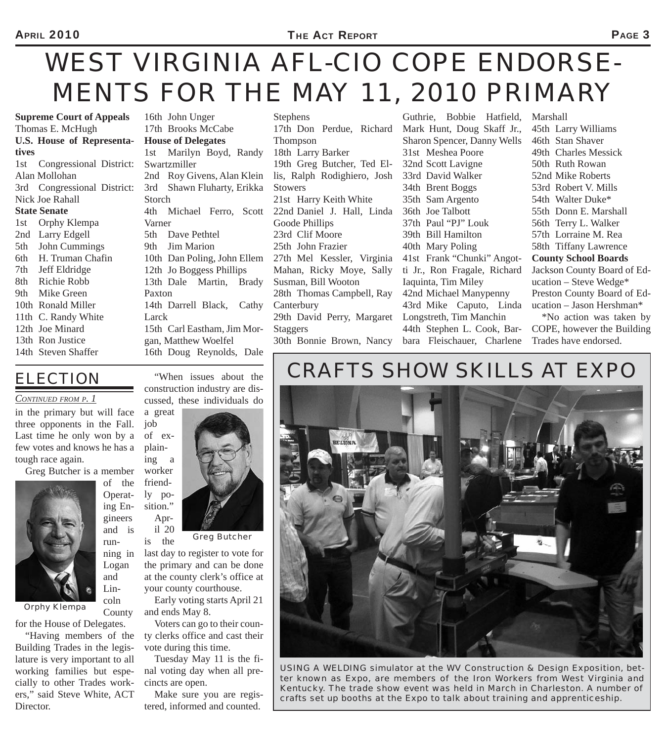# WEST VIRGINIA AFL-CIO COPE ENDORSEMENTS FOR THE MAY 11, 2010 PRIMARY

**Supreme Court of Appeals**
Thomas E. McHugh

**U.S. House of Representatives**
1st Congressional District: Alan Mollohan
3rd Congressional District: Nick Joe Rahall

**State Senate**
1st Orphy Klempa
2nd Larry Edgell
5th John Cummings
6th H. Truman Chafin
7th Jeff Eldridge
8th Richie Robb
9th Mike Green
10th Ronald Miller
11th C. Randy White
12th Joe Minard
13th Ron Justice
14th Steven Shaffer
16th John Unger
17th Brooks McCabe

**House of Delegates**
1st Marilyn Boyd, Randy Swartzmiller
2nd Roy Givens, Alan Klein
3rd Shawn Fluharty, Erikka Storch
4th Michael Ferro, Scott Varner
5th Dave Pethtel
9th Jim Marion
10th Dan Poling, John Ellem
12th Jo Boggess Phillips
13th Dale Martin, Brady Paxton
14th Darrell Black, Cathy Larck
15th Carl Eastham, Jim Morgan, Matthew Woelfel
16th Doug Reynolds, Dale Stephens
17th Don Perdue, Richard Thompson
18th Larry Barker
19th Greg Butcher, Ted Ellis, Ralph Rodighiero, Josh Stowers
21st Harry Keith White
22nd Daniel J. Hall, Linda Goode Phillips
23rd Clif Moore
25th John Frazier
27th Mel Kessler, Virginia Mahan, Ricky Moye, Sally Susman, Bill Wooton
28th Thomas Campbell, Ray Canterbury
29th David Perry, Margaret Staggers
30th Bonnie Brown, Nancy Guthrie, Bobbie Hatfield, Mark Hunt, Doug Skaff Jr., Sharon Spencer, Danny Wells
31st Meshea Poore
32nd Scott Lavigne
33rd David Walker
34th Brent Boggs
35th Sam Argento
36th Joe Talbott
37th Paul "PJ" Louk
39th Bill Hamilton
40th Mary Poling
41st Frank "Chunki" Angotti Jr., Ron Fragale, Richard Iaquinta, Tim Miley
42nd Michael Manypenny
43rd Mike Caputo, Linda Longstreth, Tim Manchin
44th Stephen L. Cook, Barbara Fleischauer, Charlene Marshall
45th Larry Williams
46th Stan Shaver
49th Charles Messick
50th Ruth Rowan
52nd Mike Roberts
53rd Robert V. Mills
54th Walter Duke*
55th Donn E. Marshall
56th Terry L. Walker
57th Lorraine M. Rea
58th Tiffany Lawrence

**County School Boards**
Jackson County Board of Education – Steve Wedge*
Preston County Board of Education – Jason Hershman*

*No action was taken by COPE, however the Building Trades have endorsed.

## ELECTION

*CONTINUED FROM P. 1*

in the primary but will face three opponents in the Fall. Last time he only won by a few votes and knows he has a tough race again.

Greg Butcher is a member of the Operating Engineers and is running in Logan and Lincoln County for the House of Delegates.

Orphy Klempa

"Having members of the Building Trades in the legislature is very important to all working families but especially to other Trades workers," said Steve White, ACT Director.

"When issues about the construction industry are discussed, these individuals do a great job of explaining a worker friendly position."

Greg Butcher

April 20 is the last day to register to vote for the primary and can be done at the county clerk's office at your county courthouse.

Early voting starts April 21 and ends May 8.

Voters can go to their county clerks office and cast their vote during this time.

Tuesday May 11 is the final voting day when all precincts are open.

Make sure you are registered, informed and counted.

## CRAFTS SHOW SKILLS AT EXPO

USING A WELDING simulator at the WV Construction & Design Exposition, better known as Expo, are members of the Iron Workers from West Virginia and Kentucky. The trade show event was held in March in Charleston. A number of crafts set up booths at the Expo to talk about training and apprenticeship.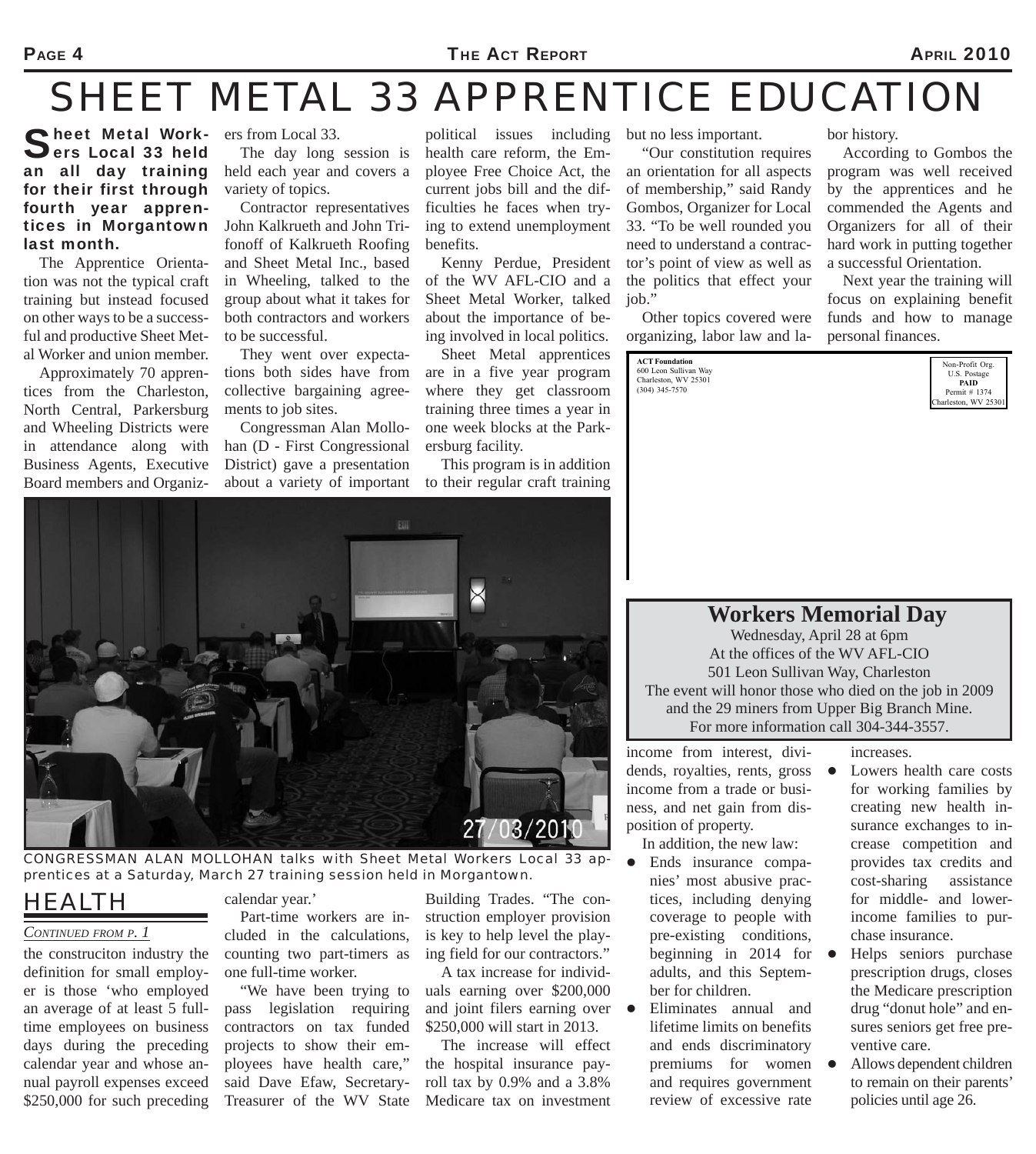# SHEET METAL 33 APPRENTICE EDUCATION

**Sheet Metal Workers Local 33 held an all day training for their first through fourth year apprentices in Morgantown last month.**

The Apprentice Orientation was not the typical craft training but instead focused on other ways to be a successful and productive Sheet Metal Worker and union member.

Approximately 70 apprentices from the Charleston, North Central, Parkersburg and Wheeling Districts were in attendance along with Business Agents, Executive Board members and Organizers from Local 33.

The day long session is held each year and covers a variety of topics.

Contractor representatives John Kalkrueth and John Trifonoff of Kalkrueth Roofing and Sheet Metal Inc., based in Wheeling, talked to the group about what it takes for both contractors and workers to be successful.

They went over expectations both sides have from collective bargaining agreements to job sites.

Congressman Alan Mollohan (D - First Congressional District) gave a presentation about a variety of important political issues including health care reform, the Employee Free Choice Act, the current jobs bill and the difficulties he faces when trying to extend unemployment benefits.

Kenny Perdue, President of the WV AFL-CIO and a Sheet Metal Worker, talked about the importance of being involved in local politics.

Sheet Metal apprentices are in a five year program where they get classroom training three times a year in one week blocks at the Parkersburg facility.

This program is in addition to their regular craft training but no less important.

"Our constitution requires an orientation for all aspects of membership," said Randy Gombos, Organizer for Local 33. "To be well rounded you need to understand a contractor's point of view as well as the politics that effect your job."

Other topics covered were organizing, labor law and labor history.

According to Gombos the program was well received by the apprentices and he commended the Agents and Organizers for all of their hard work in putting together a successful Orientation.

Next year the training will focus on explaining benefit funds and how to manage personal finances.

CONGRESSMAN ALAN MOLLOHAN talks with Sheet Metal Workers Local 33 apprentices at a Saturday, March 27 training session held in Morgantown.

**ACT Foundation**
600 Leon Sullivan Way
Charleston, WV 25301
(304) 345-7570

Non-Profit Org.
U.S. Postage
**PAID**
Permit # 1374
Charleston, WV 25301

## Workers Memorial Day

Wednesday, April 28 at 6pm
At the offices of the WV AFL-CIO
501 Leon Sullivan Way, Charleston
The event will honor those who died on the job in 2009 and the 29 miners from Upper Big Branch Mine.
For more information call 304-344-3557.

## HEALTH

*CONTINUED FROM P. 1*

the construciton industry the definition for small employer is those 'who employed an average of at least 5 full-time employees on business days during the preceding calendar year and whose annual payroll expenses exceed $250,000 for such preceding calendar year.'

Part-time workers are included in the calculations, counting two part-timers as one full-time worker.

"We have been trying to pass legislation requiring contractors on tax funded projects to show their employees have health care," said Dave Efaw, Secretary-Treasurer of the WV State Building Trades. "The construction employer provision is key to help level the playing field for our contractors."

A tax increase for individuals earning over $200,000 and joint filers earning over $250,000 will start in 2013.

The increase will effect the hospital insurance payroll tax by 0.9% and a 3.8% Medicare tax on investment income from interest, dividends, royalties, rents, gross income from a trade or business, and net gain from disposition of property.

In addition, the new law:

- Ends insurance companies' most abusive practices, including denying coverage to people with pre-existing conditions, beginning in 2014 for adults, and this September for children.
- Eliminates annual and lifetime limits on benefits and ends discriminatory premiums for women and requires government review of excessive rate increases.
- Lowers health care costs for working families by creating new health insurance exchanges to increase competition and provides tax credits and cost-sharing assistance for middle- and lower-income families to purchase insurance.
- Helps seniors purchase prescription drugs, closes the Medicare prescription drug "donut hole" and ensures seniors get free preventive care.
- Allows dependent children to remain on their parents' policies until age 26.